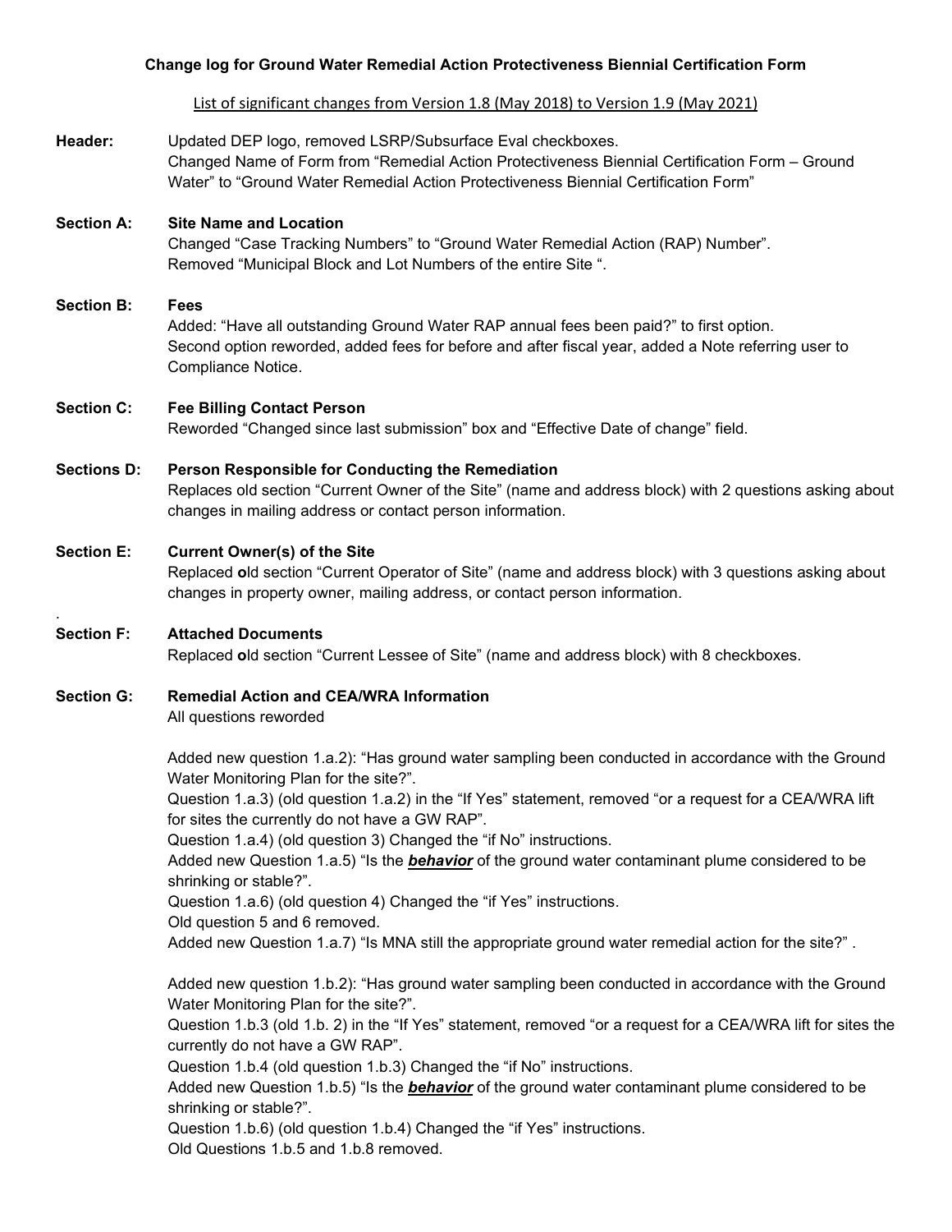**Change log for Ground Water Remedial Action Protectiveness Biennial Certification Form**

List of significant changes from Version 1.8 (May 2018) to Version 1.9 (May 2021)

**Header:** Updated DEP logo, removed LSRP/Subsurface Eval checkboxes.
Changed Name of Form from "Remedial Action Protectiveness Biennial Certification Form – Ground Water" to "Ground Water Remedial Action Protectiveness Biennial Certification Form"

**Section A: Site Name and Location**
Changed "Case Tracking Numbers" to "Ground Water Remedial Action (RAP) Number".
Removed "Municipal Block and Lot Numbers of the entire Site ".

**Section B: Fees**
Added: "Have all outstanding Ground Water RAP annual fees been paid?" to first option.
Second option reworded, added fees for before and after fiscal year, added a Note referring user to Compliance Notice.

**Section C: Fee Billing Contact Person**
Reworded "Changed since last submission" box and "Effective Date of change" field.

**Sections D: Person Responsible for Conducting the Remediation**
Replaces old section "Current Owner of the Site" (name and address block) with 2 questions asking about changes in mailing address or contact person information.

**Section E: Current Owner(s) of the Site**
Replaced **o**ld section "Current Operator of Site" (name and address block) with 3 questions asking about changes in property owner, mailing address, or contact person information.

.

**Section F: Attached Documents**
Replaced **o**ld section "Current Lessee of Site" (name and address block) with 8 checkboxes.

**Section G: Remedial Action and CEA/WRA Information**
All questions reworded

Added new question 1.a.2): "Has ground water sampling been conducted in accordance with the Ground Water Monitoring Plan for the site?".
Question 1.a.3) (old question 1.a.2) in the "If Yes" statement, removed "or a request for a CEA/WRA lift for sites the currently do not have a GW RAP".
Question 1.a.4) (old question 3) Changed the "if No" instructions.
Added new Question 1.a.5) "Is the ***behavior*** of the ground water contaminant plume considered to be shrinking or stable?".
Question 1.a.6) (old question 4) Changed the "if Yes" instructions.
Old question 5 and 6 removed.
Added new Question 1.a.7) "Is MNA still the appropriate ground water remedial action for the site?" .

Added new question 1.b.2): "Has ground water sampling been conducted in accordance with the Ground Water Monitoring Plan for the site?".
Question 1.b.3 (old 1.b. 2) in the "If Yes" statement, removed "or a request for a CEA/WRA lift for sites the currently do not have a GW RAP".
Question 1.b.4 (old question 1.b.3) Changed the "if No" instructions.
Added new Question 1.b.5) "Is the ***behavior*** of the ground water contaminant plume considered to be shrinking or stable?".
Question 1.b.6) (old question 1.b.4) Changed the "if Yes" instructions.
Old Questions 1.b.5 and 1.b.8 removed.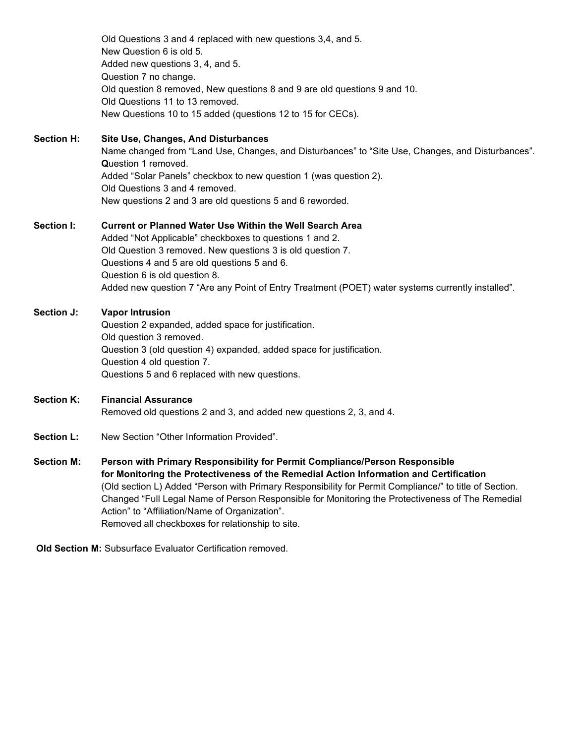Old Questions 3 and 4 replaced with new questions 3,4, and 5.
New Question 6 is old 5.
Added new questions 3, 4, and 5.
Question 7 no change.
Old question 8 removed, New questions 8 and 9 are old questions 9 and 10.
Old Questions 11 to 13 removed.
New Questions 10 to 15 added (questions 12 to 15 for CECs).

**Section H: Site Use, Changes, And Disturbances**

Name changed from "Land Use, Changes, and Disturbances" to "Site Use, Changes, and Disturbances".
**Q**uestion 1 removed.
Added "Solar Panels" checkbox to new question 1 (was question 2).
Old Questions 3 and 4 removed.
New questions 2 and 3 are old questions 5 and 6 reworded.

**Section I: Current or Planned Water Use Within the Well Search Area**

Added "Not Applicable" checkboxes to questions 1 and 2.
Old Question 3 removed. New questions 3 is old question 7.
Questions 4 and 5 are old questions 5 and 6.
Question 6 is old question 8.
Added new question 7 "Are any Point of Entry Treatment (POET) water systems currently installed".

**Section J: Vapor Intrusion**

Question 2 expanded, added space for justification.
Old question 3 removed.
Question 3 (old question 4) expanded, added space for justification.
Question 4 old question 7.
Questions 5 and 6 replaced with new questions.

**Section K: Financial Assurance**

Removed old questions 2 and 3, and added new questions 2, 3, and 4.

**Section L:** New Section "Other Information Provided".

**Section M: Person with Primary Responsibility for Permit Compliance/Person Responsible for Monitoring the Protectiveness of the Remedial Action Information and Certification**

(Old section L) Added "Person with Primary Responsibility for Permit Compliance/" to title of Section.
Changed "Full Legal Name of Person Responsible for Monitoring the Protectiveness of The Remedial Action" to "Affiliation/Name of Organization".
Removed all checkboxes for relationship to site.

**Old Section M:** Subsurface Evaluator Certification removed.